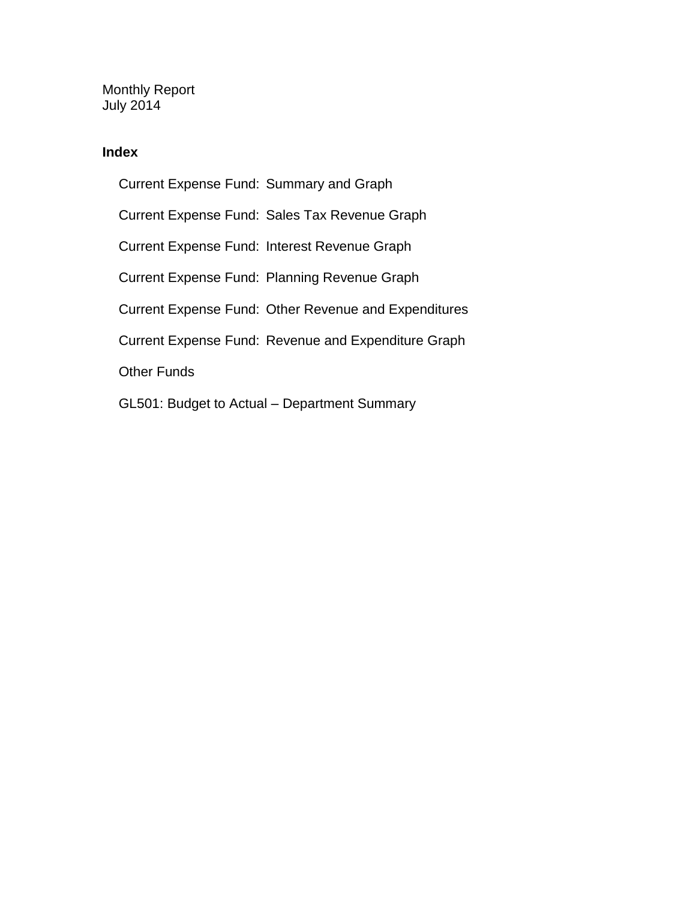Monthly Report
July 2014

## Index

- Current Expense Fund: Summary and Graph
- Current Expense Fund: Sales Tax Revenue Graph
- Current Expense Fund: Interest Revenue Graph
- Current Expense Fund: Planning Revenue Graph
- Current Expense Fund: Other Revenue and Expenditures
- Current Expense Fund: Revenue and Expenditure Graph
- Other Funds
- GL501: Budget to Actual – Department Summary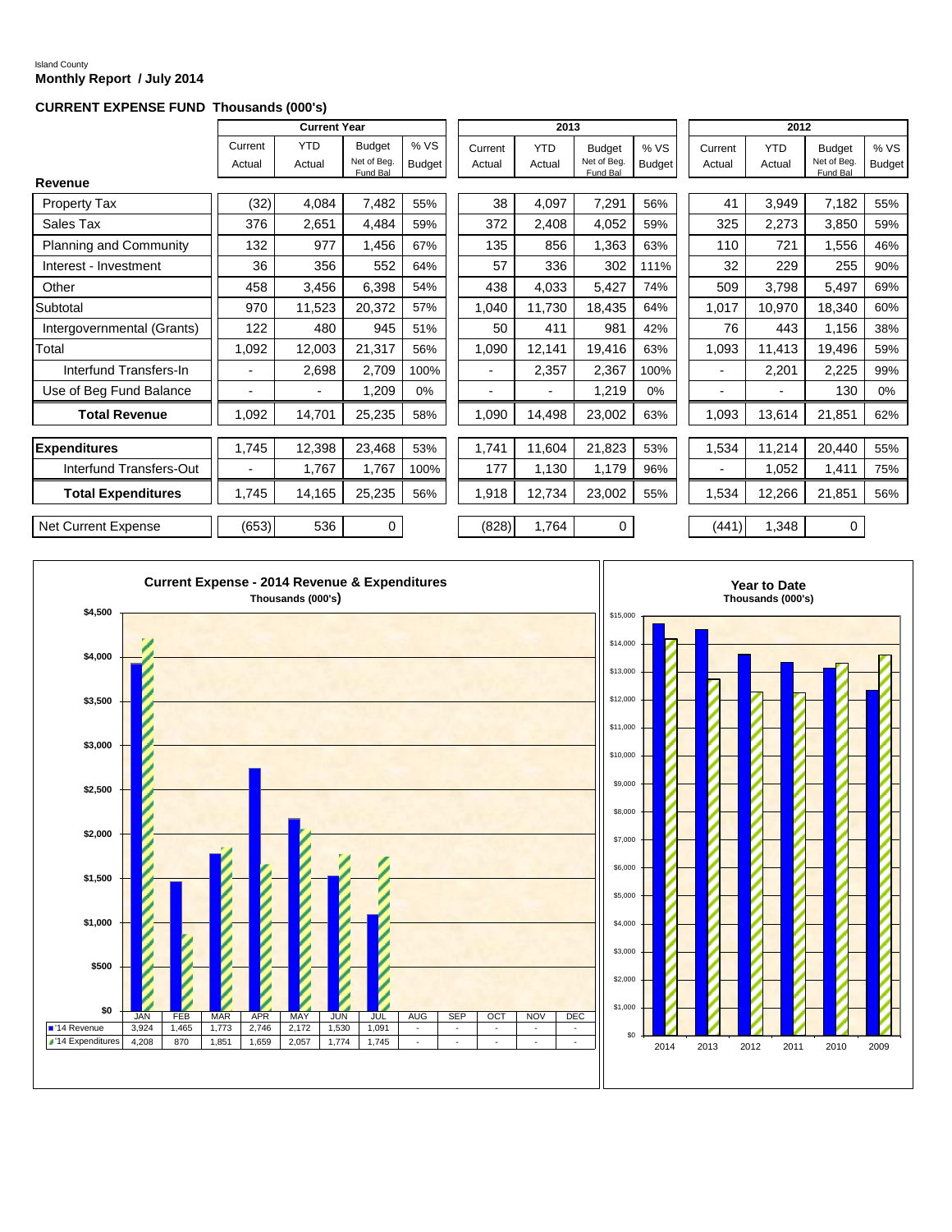Island County

**Monthly Report / July 2014**

**CURRENT EXPENSE FUND Thousands (000's)**

| | Current Year | | | | 2013 | | | | 2012 | | | |
|---|---|---|---|---|---|---|---|---|---|---|---|---|
| | Current Actual | YTD Actual | Budget Net of Beg. Fund Bal | % VS Budget | Current Actual | YTD Actual | Budget Net of Beg. Fund Bal | % VS Budget | Current Actual | YTD Actual | Budget Net of Beg. Fund Bal | % VS Budget |
| **Revenue** | | | | | | | | | | | | |
| Property Tax | (32) | 4,084 | 7,482 | 55% | 38 | 4,097 | 7,291 | 56% | 41 | 3,949 | 7,182 | 55% |
| Sales Tax | 376 | 2,651 | 4,484 | 59% | 372 | 2,408 | 4,052 | 59% | 325 | 2,273 | 3,850 | 59% |
| Planning and Community | 132 | 977 | 1,456 | 67% | 135 | 856 | 1,363 | 63% | 110 | 721 | 1,556 | 46% |
| Interest - Investment | 36 | 356 | 552 | 64% | 57 | 336 | 302 | 111% | 32 | 229 | 255 | 90% |
| Other | 458 | 3,456 | 6,398 | 54% | 438 | 4,033 | 5,427 | 74% | 509 | 3,798 | 5,497 | 69% |
| Subtotal | 970 | 11,523 | 20,372 | 57% | 1,040 | 11,730 | 18,435 | 64% | 1,017 | 10,970 | 18,340 | 60% |
| Intergovernmental (Grants) | 122 | 480 | 945 | 51% | 50 | 411 | 981 | 42% | 76 | 443 | 1,156 | 38% |
| Total | 1,092 | 12,003 | 21,317 | 56% | 1,090 | 12,141 | 19,416 | 63% | 1,093 | 11,413 | 19,496 | 59% |
| Interfund Transfers-In | - | 2,698 | 2,709 | 100% | - | 2,357 | 2,367 | 100% | - | 2,201 | 2,225 | 99% |
| Use of Beg Fund Balance | - | - | 1,209 | 0% | - | - | 1,219 | 0% | - | - | 130 | 0% |
| **Total Revenue** | 1,092 | 14,701 | 25,235 | 58% | 1,090 | 14,498 | 23,002 | 63% | 1,093 | 13,614 | 21,851 | 62% |
| **Expenditures** | 1,745 | 12,398 | 23,468 | 53% | 1,741 | 11,604 | 21,823 | 53% | 1,534 | 11,214 | 20,440 | 55% |
| Interfund Transfers-Out | - | 1,767 | 1,767 | 100% | 177 | 1,130 | 1,179 | 96% | - | 1,052 | 1,411 | 75% |
| **Total Expenditures** | 1,745 | 14,165 | 25,235 | 56% | 1,918 | 12,734 | 23,002 | 55% | 1,534 | 12,266 | 21,851 | 56% |
| Net Current Expense | (653) | 536 | 0 | | (828) | 1,764 | 0 | | (441) | 1,348 | 0 | |

**Current Expense - 2014 Revenue & Expenditures**
Thousands (000's)

| | JAN | FEB | MAR | APR | MAY | JUN | JUL | AUG | SEP | OCT | NOV | DEC |
|---|---|---|---|---|---|---|---|---|---|---|---|---|
| '14 Revenue | 3,924 | 1,465 | 1,773 | 2,746 | 2,172 | 1,530 | 1,091 | - | - | - | - | - |
| '14 Expenditures | 4,208 | 870 | 1,851 | 1,659 | 2,057 | 1,774 | 1,745 | - | - | - | - | - |

**Year to Date**
Thousands (000's)

2014 2013 2012 2011 2010 2009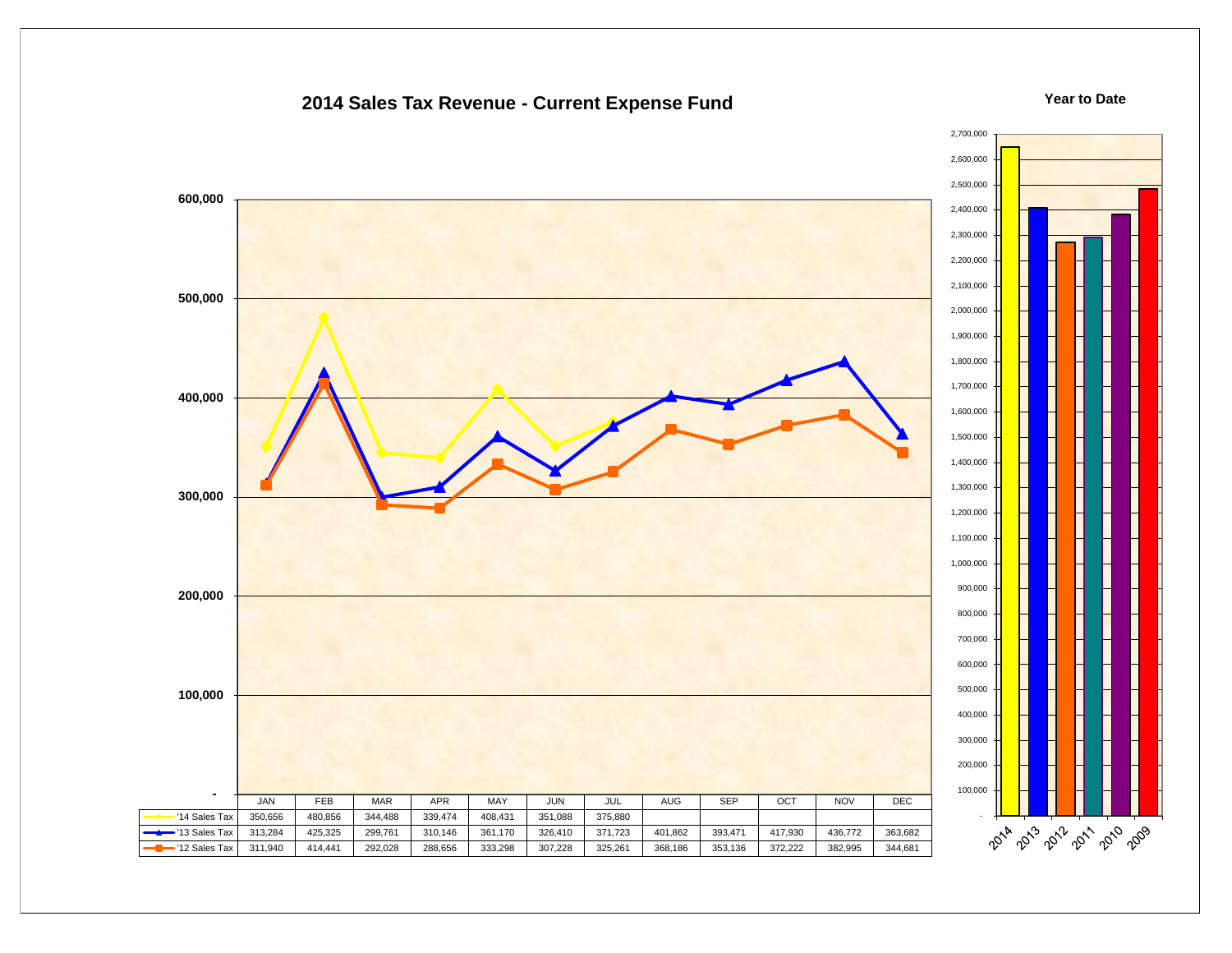## 2014 Sales Tax Revenue - Current Expense Fund

| | JAN | FEB | MAR | APR | MAY | JUN | JUL | AUG | SEP | OCT | NOV | DEC |
|---|---|---|---|---|---|---|---|---|---|---|---|---|
| '14 Sales Tax | 350,656 | 480,856 | 344,488 | 339,474 | 408,431 | 351,088 | 375,880 | | | | | |
| '13 Sales Tax | 313,284 | 425,325 | 299,761 | 310,146 | 361,170 | 326,410 | 371,723 | 401,862 | 393,471 | 417,930 | 436,772 | 363,682 |
| '12 Sales Tax | 311,940 | 414,441 | 292,028 | 288,656 | 333,298 | 307,228 | 325,261 | 368,186 | 353,136 | 372,222 | 382,995 | 344,681 |

**Year to Date**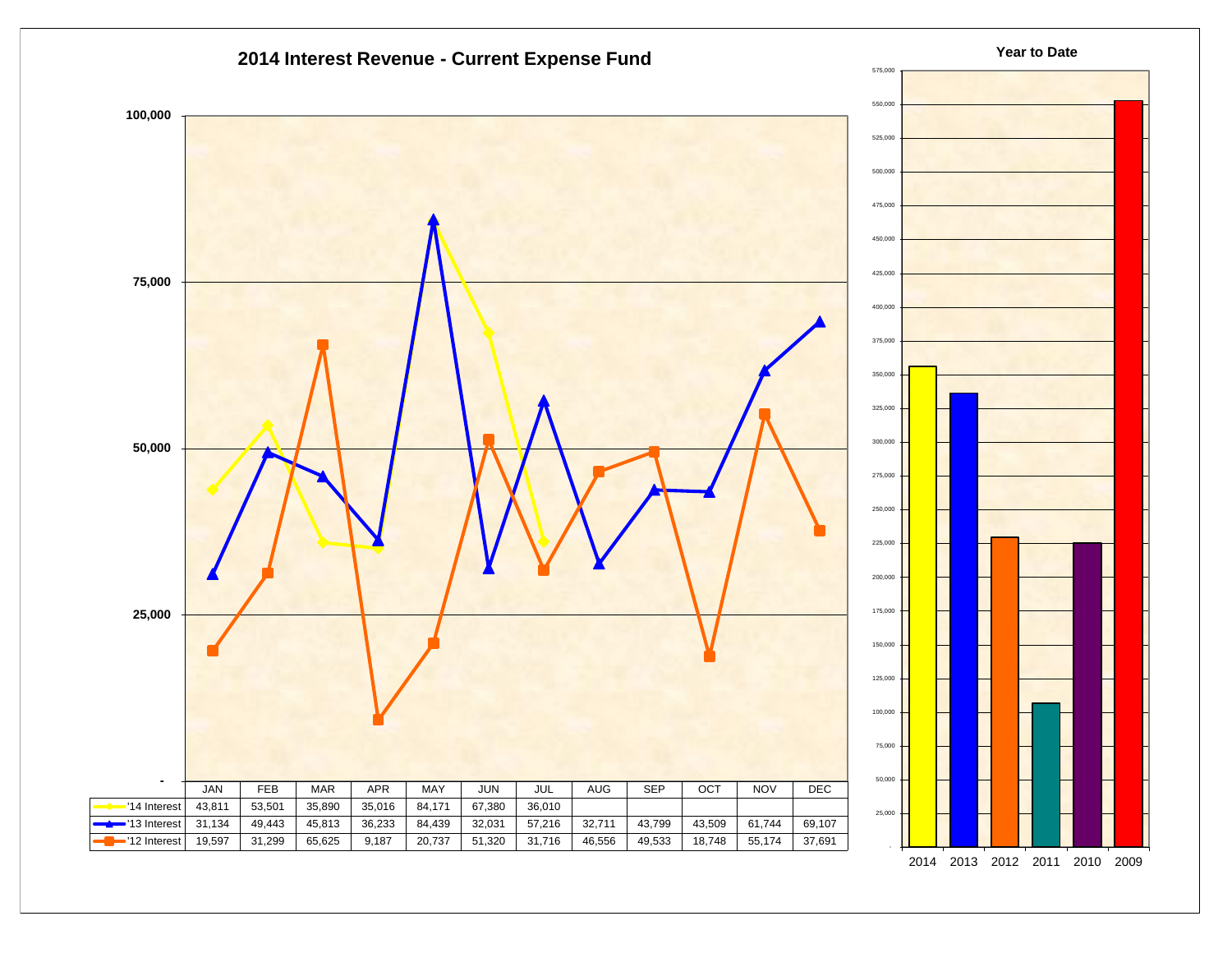# 2014 Interest Revenue - Current Expense Fund

| | JAN | FEB | MAR | APR | MAY | JUN | JUL | AUG | SEP | OCT | NOV | DEC |
|---|---|---|---|---|---|---|---|---|---|---|---|---|
| '14 Interest | 43,811 | 53,501 | 35,890 | 35,016 | 84,171 | 67,380 | 36,010 | | | | | |
| '13 Interest | 31,134 | 49,443 | 45,813 | 36,233 | 84,439 | 32,031 | 57,216 | 32,711 | 43,799 | 43,509 | 61,744 | 69,107 |
| '12 Interest | 19,597 | 31,299 | 65,625 | 9,187 | 20,737 | 51,320 | 31,716 | 46,556 | 49,533 | 18,748 | 55,174 | 37,691 |

## Year to Date

2014, 2013, 2012, 2011, 2010, 2009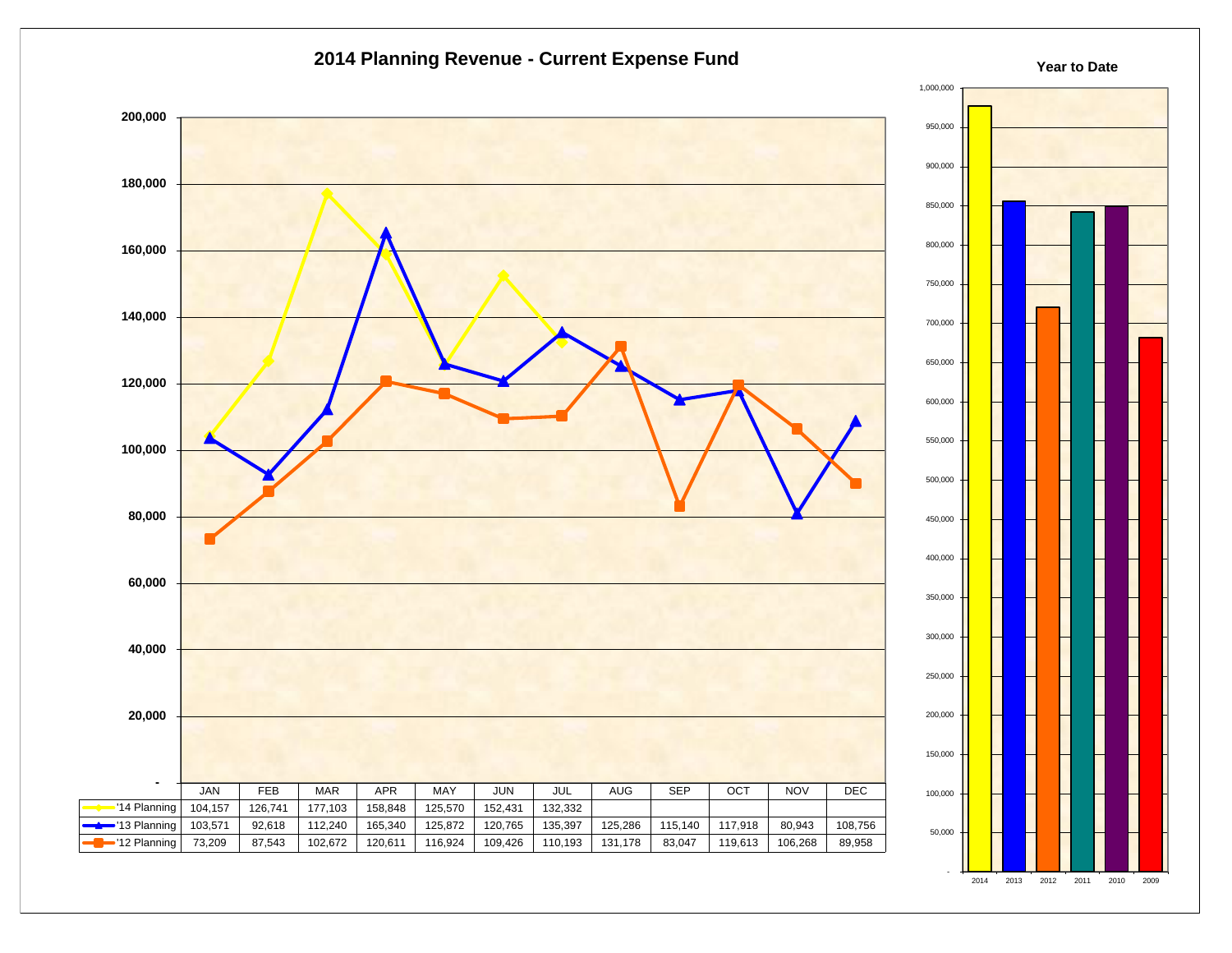## 2014 Planning Revenue - Current Expense Fund

| | JAN | FEB | MAR | APR | MAY | JUN | JUL | AUG | SEP | OCT | NOV | DEC |
|---|---|---|---|---|---|---|---|---|---|---|---|---|
| '14 Planning | 104,157 | 126,741 | 177,103 | 158,848 | 125,570 | 152,431 | 132,332 | | | | | |
| '13 Planning | 103,571 | 92,618 | 112,240 | 165,340 | 125,872 | 120,765 | 135,397 | 125,286 | 115,140 | 117,918 | 80,943 | 108,756 |
| '12 Planning | 73,209 | 87,543 | 102,672 | 120,611 | 116,924 | 109,426 | 110,193 | 131,178 | 83,047 | 119,613 | 106,268 | 89,958 |

### Year to Date

2014, 2013, 2012, 2011, 2010, 2009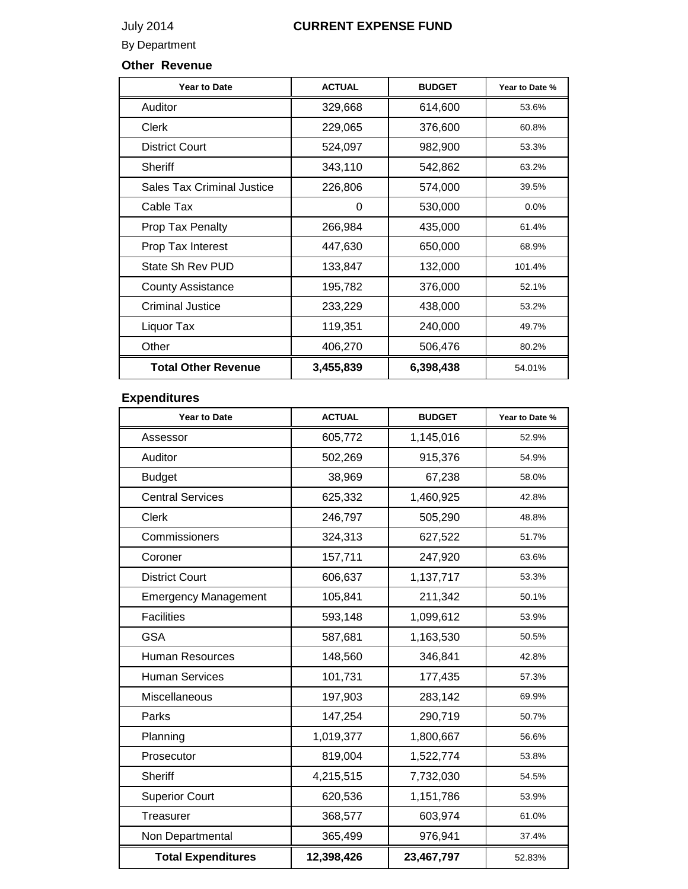July 2014 **CURRENT EXPENSE FUND**

By Department

### Other Revenue

| Year to Date | ACTUAL | BUDGET | Year to Date % |
|---|---|---|---|
| Auditor | 329,668 | 614,600 | 53.6% |
| Clerk | 229,065 | 376,600 | 60.8% |
| District Court | 524,097 | 982,900 | 53.3% |
| Sheriff | 343,110 | 542,862 | 63.2% |
| Sales Tax Criminal Justice | 226,806 | 574,000 | 39.5% |
| Cable Tax | 0 | 530,000 | 0.0% |
| Prop Tax Penalty | 266,984 | 435,000 | 61.4% |
| Prop Tax Interest | 447,630 | 650,000 | 68.9% |
| State Sh Rev PUD | 133,847 | 132,000 | 101.4% |
| County Assistance | 195,782 | 376,000 | 52.1% |
| Criminal Justice | 233,229 | 438,000 | 53.2% |
| Liquor Tax | 119,351 | 240,000 | 49.7% |
| Other | 406,270 | 506,476 | 80.2% |
| **Total Other Revenue** | **3,455,839** | **6,398,438** | 54.01% |

### Expenditures

| Year to Date | ACTUAL | BUDGET | Year to Date % |
|---|---|---|---|
| Assessor | 605,772 | 1,145,016 | 52.9% |
| Auditor | 502,269 | 915,376 | 54.9% |
| Budget | 38,969 | 67,238 | 58.0% |
| Central Services | 625,332 | 1,460,925 | 42.8% |
| Clerk | 246,797 | 505,290 | 48.8% |
| Commissioners | 324,313 | 627,522 | 51.7% |
| Coroner | 157,711 | 247,920 | 63.6% |
| District Court | 606,637 | 1,137,717 | 53.3% |
| Emergency Management | 105,841 | 211,342 | 50.1% |
| Facilities | 593,148 | 1,099,612 | 53.9% |
| GSA | 587,681 | 1,163,530 | 50.5% |
| Human Resources | 148,560 | 346,841 | 42.8% |
| Human Services | 101,731 | 177,435 | 57.3% |
| Miscellaneous | 197,903 | 283,142 | 69.9% |
| Parks | 147,254 | 290,719 | 50.7% |
| Planning | 1,019,377 | 1,800,667 | 56.6% |
| Prosecutor | 819,004 | 1,522,774 | 53.8% |
| Sheriff | 4,215,515 | 7,732,030 | 54.5% |
| Superior Court | 620,536 | 1,151,786 | 53.9% |
| Treasurer | 368,577 | 603,974 | 61.0% |
| Non Departmental | 365,499 | 976,941 | 37.4% |
| **Total Expenditures** | **12,398,426** | **23,467,797** | 52.83% |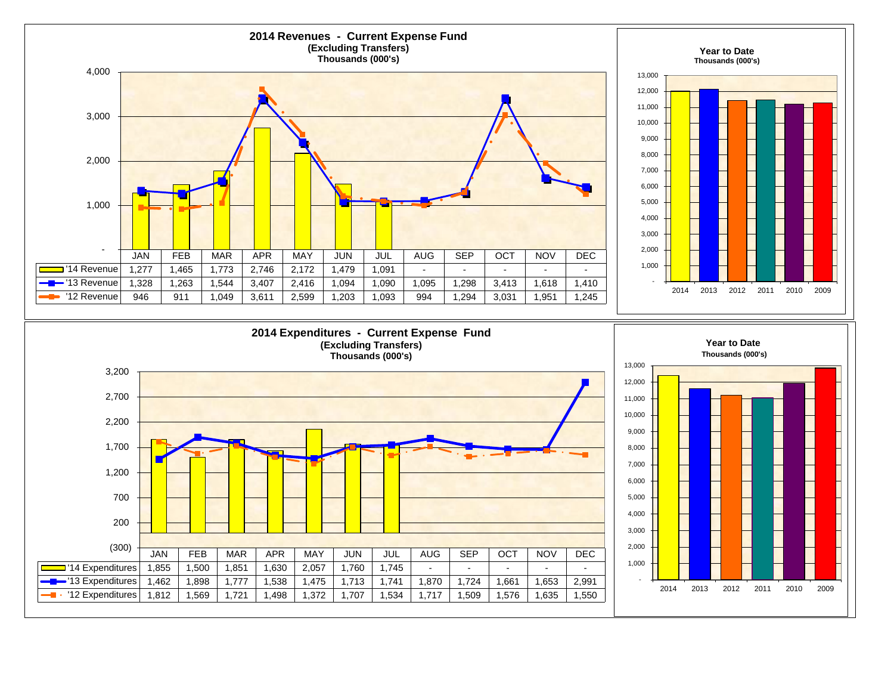## 2014 Revenues - Current Expense Fund
**(Excluding Transfers)**
**Thousands (000's)**

| | JAN | FEB | MAR | APR | MAY | JUN | JUL | AUG | SEP | OCT | NOV | DEC |
|---|---|---|---|---|---|---|---|---|---|---|---|---|
| '14 Revenue | 1,277 | 1,465 | 1,773 | 2,746 | 2,172 | 1,479 | 1,091 | - | - | - | - | - |
| '13 Revenue | 1,328 | 1,263 | 1,544 | 3,407 | 2,416 | 1,094 | 1,090 | 1,095 | 1,298 | 3,413 | 1,618 | 1,410 |
| '12 Revenue | 946 | 911 | 1,049 | 3,611 | 2,599 | 1,203 | 1,093 | 994 | 1,294 | 3,031 | 1,951 | 1,245 |

**Year to Date**
**Thousands (000's)**

2014, 2013, 2012, 2011, 2010, 2009

## 2014 Expenditures - Current Expense Fund
**(Excluding Transfers)**
**Thousands (000's)**

| | JAN | FEB | MAR | APR | MAY | JUN | JUL | AUG | SEP | OCT | NOV | DEC |
|---|---|---|---|---|---|---|---|---|---|---|---|---|
| '14 Expenditures | 1,855 | 1,500 | 1,851 | 1,630 | 2,057 | 1,760 | 1,745 | - | - | - | - | - |
| '13 Expenditures | 1,462 | 1,898 | 1,777 | 1,538 | 1,475 | 1,713 | 1,741 | 1,870 | 1,724 | 1,661 | 1,653 | 2,991 |
| '12 Expenditures | 1,812 | 1,569 | 1,721 | 1,498 | 1,372 | 1,707 | 1,534 | 1,717 | 1,509 | 1,576 | 1,635 | 1,550 |

**Year to Date**
**Thousands (000's)**

2014, 2013, 2012, 2011, 2010, 2009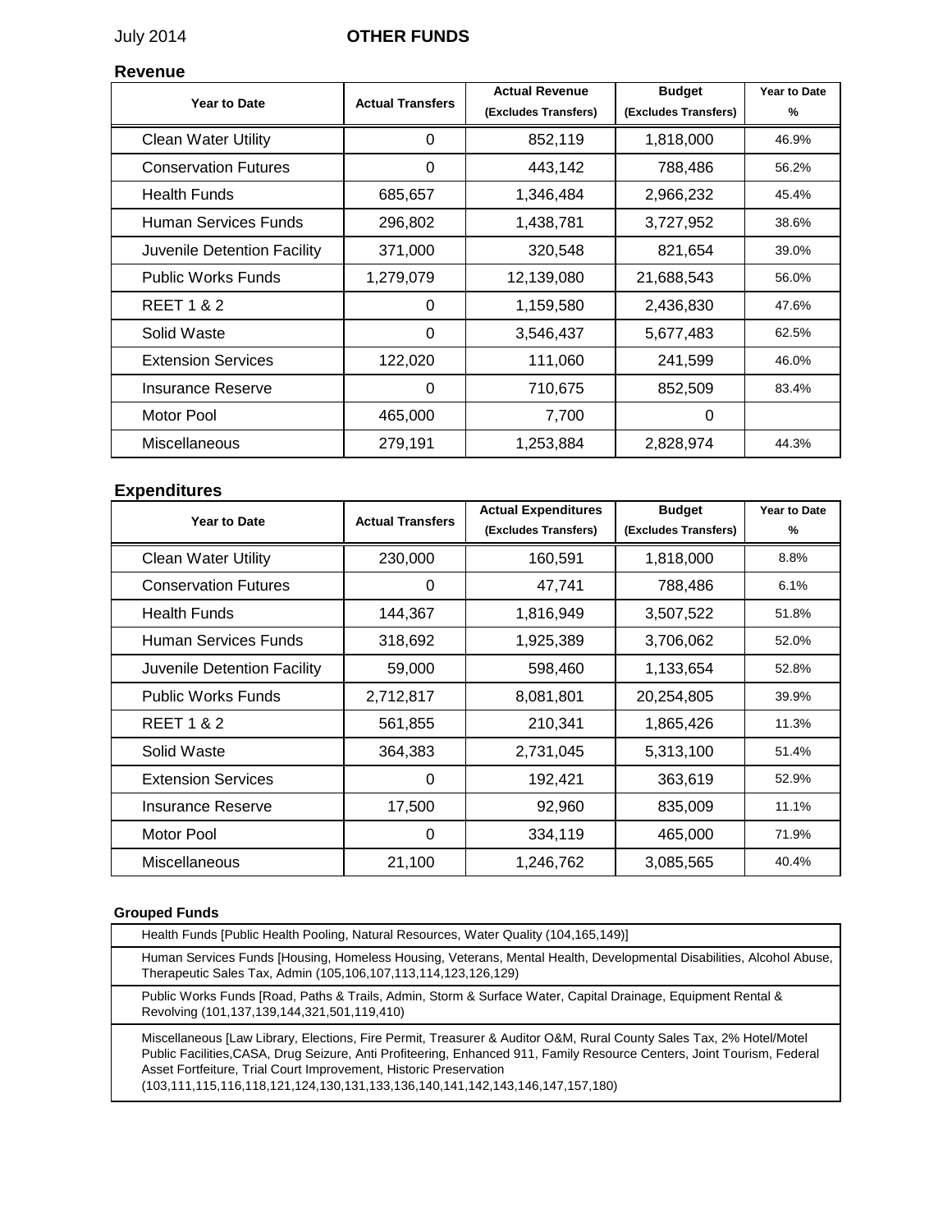July 2014 **OTHER FUNDS**

## Revenue

| Year to Date | Actual Transfers | Actual Revenue (Excludes Transfers) | Budget (Excludes Transfers) | Year to Date % |
|---|---|---|---|---|
| Clean Water Utility | 0 | 852,119 | 1,818,000 | 46.9% |
| Conservation Futures | 0 | 443,142 | 788,486 | 56.2% |
| Health Funds | 685,657 | 1,346,484 | 2,966,232 | 45.4% |
| Human Services Funds | 296,802 | 1,438,781 | 3,727,952 | 38.6% |
| Juvenile Detention Facility | 371,000 | 320,548 | 821,654 | 39.0% |
| Public Works Funds | 1,279,079 | 12,139,080 | 21,688,543 | 56.0% |
| REET 1 & 2 | 0 | 1,159,580 | 2,436,830 | 47.6% |
| Solid Waste | 0 | 3,546,437 | 5,677,483 | 62.5% |
| Extension Services | 122,020 | 111,060 | 241,599 | 46.0% |
| Insurance Reserve | 0 | 710,675 | 852,509 | 83.4% |
| Motor Pool | 465,000 | 7,700 | 0 | |
| Miscellaneous | 279,191 | 1,253,884 | 2,828,974 | 44.3% |

## Expenditures

| Year to Date | Actual Transfers | Actual Expenditures (Excludes Transfers) | Budget (Excludes Transfers) | Year to Date % |
|---|---|---|---|---|
| Clean Water Utility | 230,000 | 160,591 | 1,818,000 | 8.8% |
| Conservation Futures | 0 | 47,741 | 788,486 | 6.1% |
| Health Funds | 144,367 | 1,816,949 | 3,507,522 | 51.8% |
| Human Services Funds | 318,692 | 1,925,389 | 3,706,062 | 52.0% |
| Juvenile Detention Facility | 59,000 | 598,460 | 1,133,654 | 52.8% |
| Public Works Funds | 2,712,817 | 8,081,801 | 20,254,805 | 39.9% |
| REET 1 & 2 | 561,855 | 210,341 | 1,865,426 | 11.3% |
| Solid Waste | 364,383 | 2,731,045 | 5,313,100 | 51.4% |
| Extension Services | 0 | 192,421 | 363,619 | 52.9% |
| Insurance Reserve | 17,500 | 92,960 | 835,009 | 11.1% |
| Motor Pool | 0 | 334,119 | 465,000 | 71.9% |
| Miscellaneous | 21,100 | 1,246,762 | 3,085,565 | 40.4% |

**Grouped Funds**

| |
|---|
| Health Funds [Public Health Pooling, Natural Resources, Water Quality (104,165,149)] |
| Human Services Funds [Housing, Homeless Housing, Veterans, Mental Health, Developmental Disabilities, Alcohol Abuse, Therapeutic Sales Tax, Admin (105,106,107,113,114,123,126,129) |
| Public Works Funds [Road, Paths & Trails, Admin, Storm & Surface Water, Capital Drainage, Equipment Rental & Revolving (101,137,139,144,321,501,119,410) |
| Miscellaneous [Law Library, Elections, Fire Permit, Treasurer & Auditor O&M, Rural County Sales Tax, 2% Hotel/Motel Public Facilities,CASA, Drug Seizure, Anti Profiteering, Enhanced 911, Family Resource Centers, Joint Tourism, Federal Asset Fortfeiture, Trial Court Improvement, Historic Preservation (103,111,115,116,118,121,124,130,131,133,136,140,141,142,143,146,147,157,180) |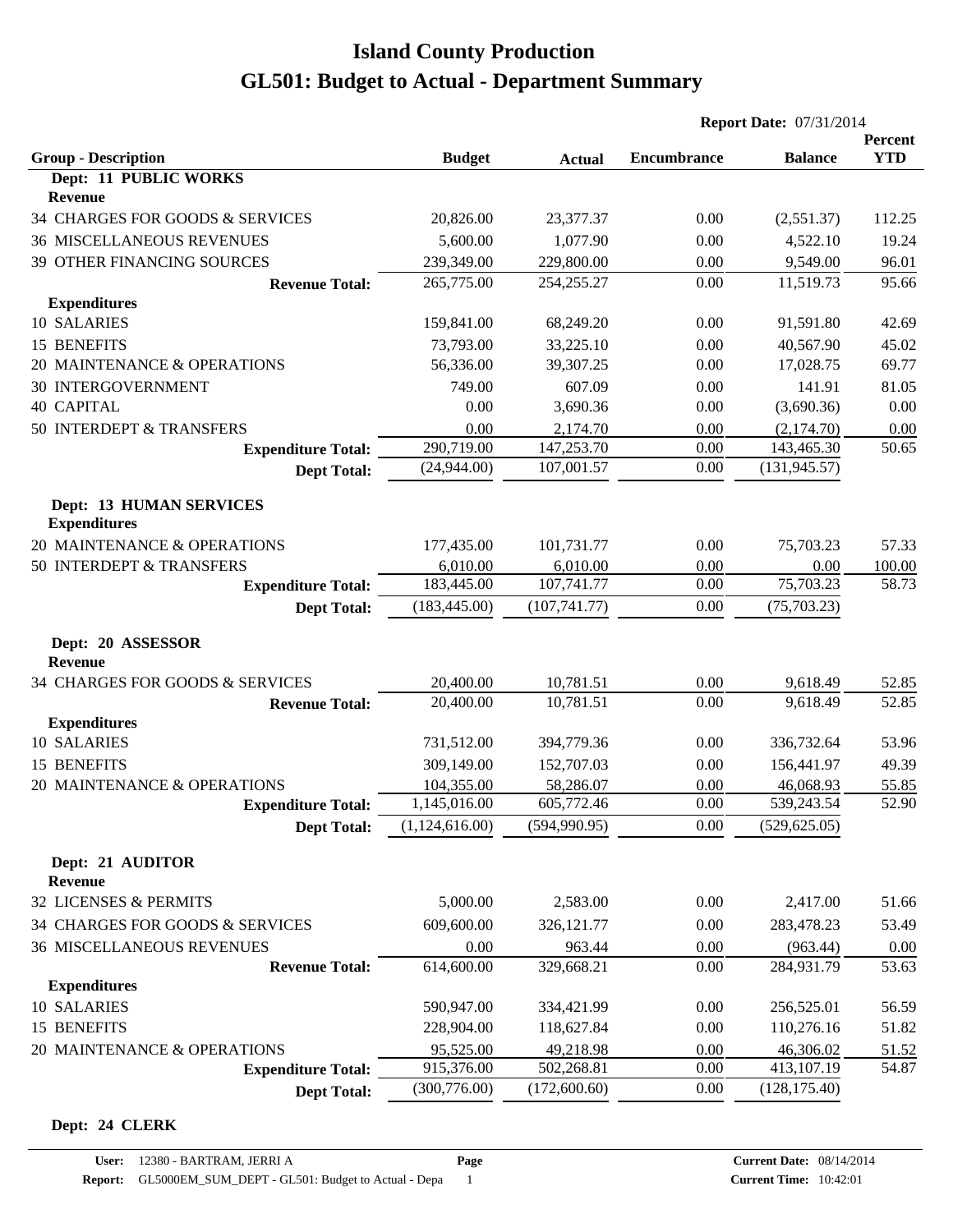# Island County Production

# GL501: Budget to Actual - Department Summary

**Report Date:** 07/31/2014

| Group - Description | Budget | Actual | Encumbrance | Balance | Percent YTD |
|---|---|---|---|---|---|
| **Dept: 11 PUBLIC WORKS** | | | | | |
| **Revenue** | | | | | |
| 34 CHARGES FOR GOODS & SERVICES | 20,826.00 | 23,377.37 | 0.00 | (2,551.37) | 112.25 |
| 36 MISCELLANEOUS REVENUES | 5,600.00 | 1,077.90 | 0.00 | 4,522.10 | 19.24 |
| 39 OTHER FINANCING SOURCES | 239,349.00 | 229,800.00 | 0.00 | 9,549.00 | 96.01 |
| **Revenue Total:** | 265,775.00 | 254,255.27 | 0.00 | 11,519.73 | 95.66 |
| **Expenditures** | | | | | |
| 10 SALARIES | 159,841.00 | 68,249.20 | 0.00 | 91,591.80 | 42.69 |
| 15 BENEFITS | 73,793.00 | 33,225.10 | 0.00 | 40,567.90 | 45.02 |
| 20 MAINTENANCE & OPERATIONS | 56,336.00 | 39,307.25 | 0.00 | 17,028.75 | 69.77 |
| 30 INTERGOVERNMENT | 749.00 | 607.09 | 0.00 | 141.91 | 81.05 |
| 40 CAPITAL | 0.00 | 3,690.36 | 0.00 | (3,690.36) | 0.00 |
| 50 INTERDEPT & TRANSFERS | 0.00 | 2,174.70 | 0.00 | (2,174.70) | 0.00 |
| **Expenditure Total:** | 290,719.00 | 147,253.70 | 0.00 | 143,465.30 | 50.65 |
| **Dept Total:** | (24,944.00) | 107,001.57 | 0.00 | (131,945.57) | |
| **Dept: 13 HUMAN SERVICES** | | | | | |
| **Expenditures** | | | | | |
| 20 MAINTENANCE & OPERATIONS | 177,435.00 | 101,731.77 | 0.00 | 75,703.23 | 57.33 |
| 50 INTERDEPT & TRANSFERS | 6,010.00 | 6,010.00 | 0.00 | 0.00 | 100.00 |
| **Expenditure Total:** | 183,445.00 | 107,741.77 | 0.00 | 75,703.23 | 58.73 |
| **Dept Total:** | (183,445.00) | (107,741.77) | 0.00 | (75,703.23) | |
| **Dept: 20 ASSESSOR** | | | | | |
| **Revenue** | | | | | |
| 34 CHARGES FOR GOODS & SERVICES | 20,400.00 | 10,781.51 | 0.00 | 9,618.49 | 52.85 |
| **Revenue Total:** | 20,400.00 | 10,781.51 | 0.00 | 9,618.49 | 52.85 |
| **Expenditures** | | | | | |
| 10 SALARIES | 731,512.00 | 394,779.36 | 0.00 | 336,732.64 | 53.96 |
| 15 BENEFITS | 309,149.00 | 152,707.03 | 0.00 | 156,441.97 | 49.39 |
| 20 MAINTENANCE & OPERATIONS | 104,355.00 | 58,286.07 | 0.00 | 46,068.93 | 55.85 |
| **Expenditure Total:** | 1,145,016.00 | 605,772.46 | 0.00 | 539,243.54 | 52.90 |
| **Dept Total:** | (1,124,616.00) | (594,990.95) | 0.00 | (529,625.05) | |
| **Dept: 21 AUDITOR** | | | | | |
| **Revenue** | | | | | |
| 32 LICENSES & PERMITS | 5,000.00 | 2,583.00 | 0.00 | 2,417.00 | 51.66 |
| 34 CHARGES FOR GOODS & SERVICES | 609,600.00 | 326,121.77 | 0.00 | 283,478.23 | 53.49 |
| 36 MISCELLANEOUS REVENUES | 0.00 | 963.44 | 0.00 | (963.44) | 0.00 |
| **Revenue Total:** | 614,600.00 | 329,668.21 | 0.00 | 284,931.79 | 53.63 |
| **Expenditures** | | | | | |
| 10 SALARIES | 590,947.00 | 334,421.99 | 0.00 | 256,525.01 | 56.59 |
| 15 BENEFITS | 228,904.00 | 118,627.84 | 0.00 | 110,276.16 | 51.82 |
| 20 MAINTENANCE & OPERATIONS | 95,525.00 | 49,218.98 | 0.00 | 46,306.02 | 51.52 |
| **Expenditure Total:** | 915,376.00 | 502,268.81 | 0.00 | 413,107.19 | 54.87 |
| **Dept Total:** | (300,776.00) | (172,600.60) | 0.00 | (128,175.40) | |

**Dept: 24 CLERK**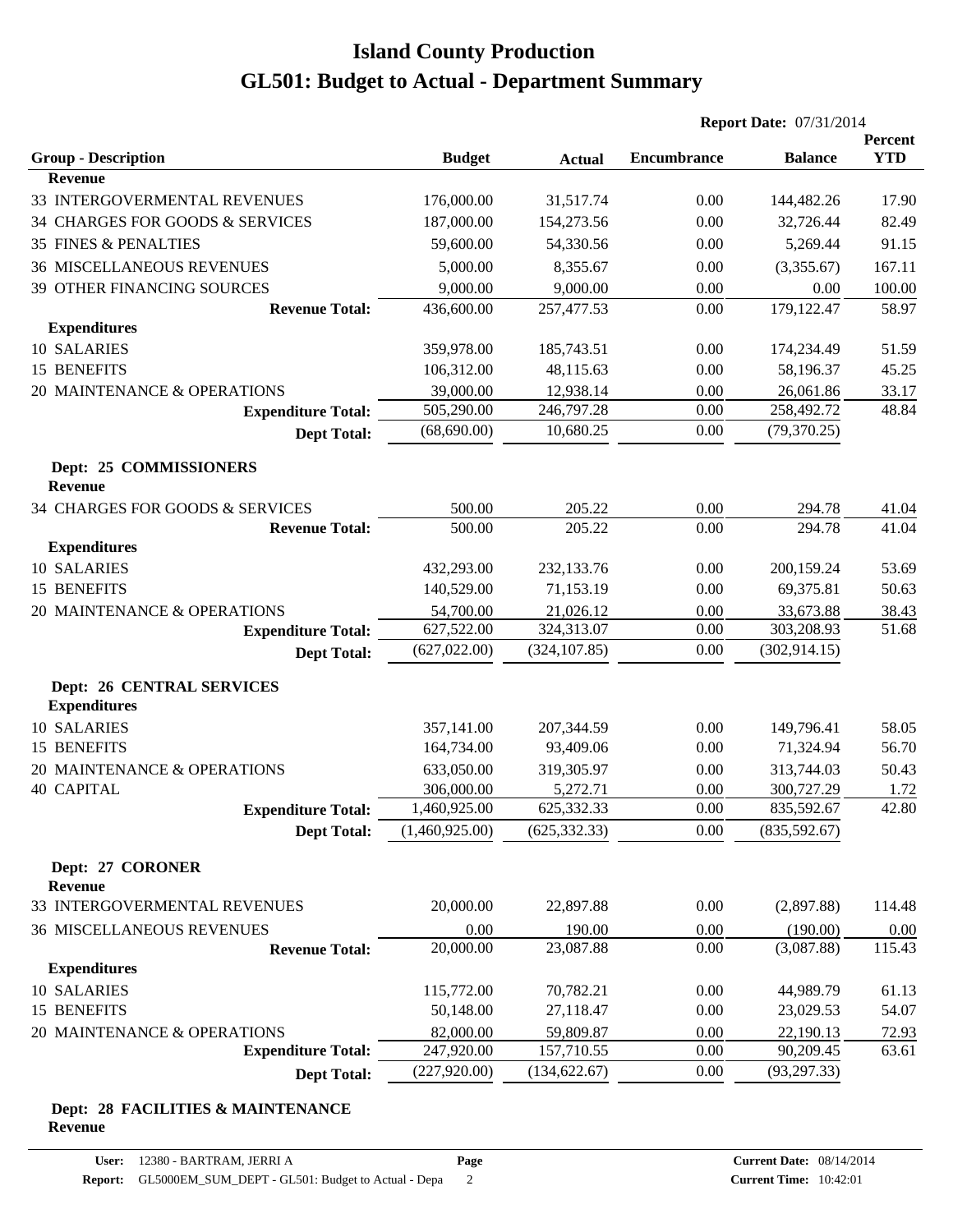# Island County Production
# GL501: Budget to Actual - Department Summary

**Report Date:** 07/31/2014

| Group - Description | Budget | Actual | Encumbrance | Balance | Percent YTD |
|---|---|---|---|---|---|
| **Revenue** | | | | | |
| 33 INTERGOVERMENTAL REVENUES | 176,000.00 | 31,517.74 | 0.00 | 144,482.26 | 17.90 |
| 34 CHARGES FOR GOODS & SERVICES | 187,000.00 | 154,273.56 | 0.00 | 32,726.44 | 82.49 |
| 35 FINES & PENALTIES | 59,600.00 | 54,330.56 | 0.00 | 5,269.44 | 91.15 |
| 36 MISCELLANEOUS REVENUES | 5,000.00 | 8,355.67 | 0.00 | (3,355.67) | 167.11 |
| 39 OTHER FINANCING SOURCES | 9,000.00 | 9,000.00 | 0.00 | 0.00 | 100.00 |
| **Revenue Total:** | 436,600.00 | 257,477.53 | 0.00 | 179,122.47 | 58.97 |
| **Expenditures** | | | | | |
| 10 SALARIES | 359,978.00 | 185,743.51 | 0.00 | 174,234.49 | 51.59 |
| 15 BENEFITS | 106,312.00 | 48,115.63 | 0.00 | 58,196.37 | 45.25 |
| 20 MAINTENANCE & OPERATIONS | 39,000.00 | 12,938.14 | 0.00 | 26,061.86 | 33.17 |
| **Expenditure Total:** | 505,290.00 | 246,797.28 | 0.00 | 258,492.72 | 48.84 |
| **Dept Total:** | (68,690.00) | 10,680.25 | 0.00 | (79,370.25) | |
| **Dept: 25 COMMISSIONERS** | | | | | |
| **Revenue** | | | | | |
| 34 CHARGES FOR GOODS & SERVICES | 500.00 | 205.22 | 0.00 | 294.78 | 41.04 |
| **Revenue Total:** | 500.00 | 205.22 | 0.00 | 294.78 | 41.04 |
| **Expenditures** | | | | | |
| 10 SALARIES | 432,293.00 | 232,133.76 | 0.00 | 200,159.24 | 53.69 |
| 15 BENEFITS | 140,529.00 | 71,153.19 | 0.00 | 69,375.81 | 50.63 |
| 20 MAINTENANCE & OPERATIONS | 54,700.00 | 21,026.12 | 0.00 | 33,673.88 | 38.43 |
| **Expenditure Total:** | 627,522.00 | 324,313.07 | 0.00 | 303,208.93 | 51.68 |
| **Dept Total:** | (627,022.00) | (324,107.85) | 0.00 | (302,914.15) | |
| **Dept: 26 CENTRAL SERVICES** | | | | | |
| **Expenditures** | | | | | |
| 10 SALARIES | 357,141.00 | 207,344.59 | 0.00 | 149,796.41 | 58.05 |
| 15 BENEFITS | 164,734.00 | 93,409.06 | 0.00 | 71,324.94 | 56.70 |
| 20 MAINTENANCE & OPERATIONS | 633,050.00 | 319,305.97 | 0.00 | 313,744.03 | 50.43 |
| 40 CAPITAL | 306,000.00 | 5,272.71 | 0.00 | 300,727.29 | 1.72 |
| **Expenditure Total:** | 1,460,925.00 | 625,332.33 | 0.00 | 835,592.67 | 42.80 |
| **Dept Total:** | (1,460,925.00) | (625,332.33) | 0.00 | (835,592.67) | |
| **Dept: 27 CORONER** | | | | | |
| **Revenue** | | | | | |
| 33 INTERGOVERMENTAL REVENUES | 20,000.00 | 22,897.88 | 0.00 | (2,897.88) | 114.48 |
| 36 MISCELLANEOUS REVENUES | 0.00 | 190.00 | 0.00 | (190.00) | 0.00 |
| **Revenue Total:** | 20,000.00 | 23,087.88 | 0.00 | (3,087.88) | 115.43 |
| **Expenditures** | | | | | |
| 10 SALARIES | 115,772.00 | 70,782.21 | 0.00 | 44,989.79 | 61.13 |
| 15 BENEFITS | 50,148.00 | 27,118.47 | 0.00 | 23,029.53 | 54.07 |
| 20 MAINTENANCE & OPERATIONS | 82,000.00 | 59,809.87 | 0.00 | 22,190.13 | 72.93 |
| **Expenditure Total:** | 247,920.00 | 157,710.55 | 0.00 | 90,209.45 | 63.61 |
| **Dept Total:** | (227,920.00) | (134,622.67) | 0.00 | (93,297.33) | |
| **Dept: 28 FACILITIES & MAINTENANCE** | | | | | |
| **Revenue** | | | | | |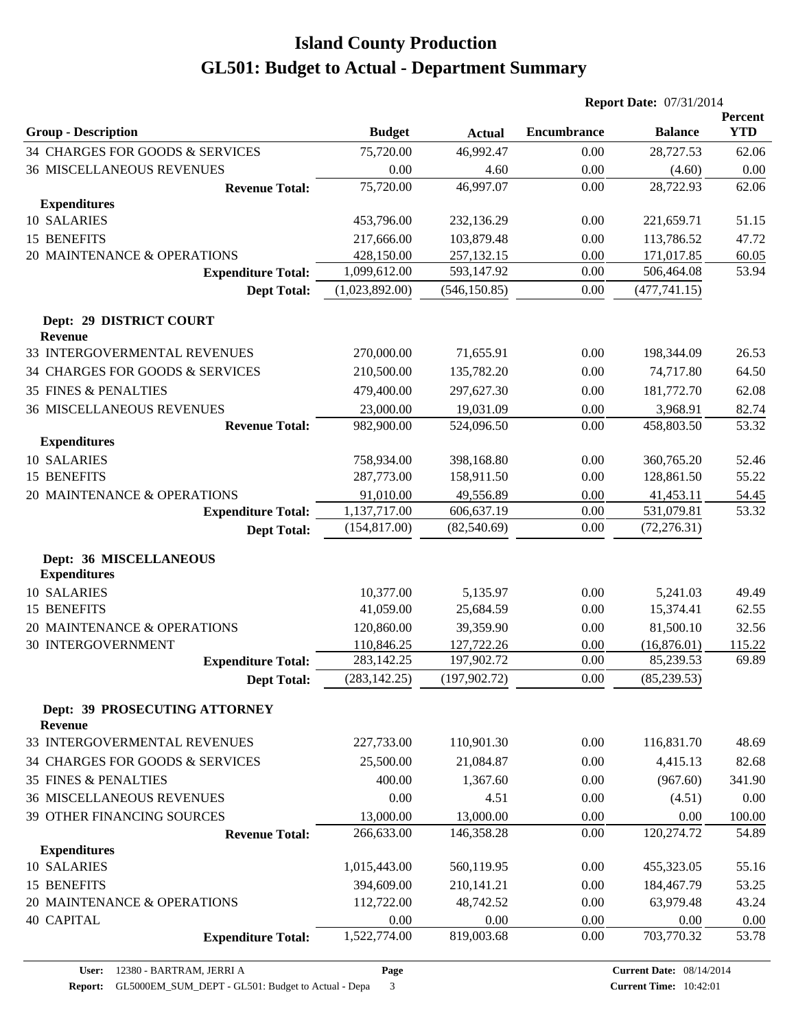# Island County Production

## GL501: Budget to Actual - Department Summary

**Report Date:** 07/31/2014

| Group - Description | Budget | Actual | Encumbrance | Balance | Percent YTD |
|---|---|---|---|---|---|
| 34 CHARGES FOR GOODS & SERVICES | 75,720.00 | 46,992.47 | 0.00 | 28,727.53 | 62.06 |
| 36 MISCELLANEOUS REVENUES | 0.00 | 4.60 | 0.00 | (4.60) | 0.00 |
| **Revenue Total:** | 75,720.00 | 46,997.07 | 0.00 | 28,722.93 | 62.06 |
| **Expenditures** | | | | | |
| 10 SALARIES | 453,796.00 | 232,136.29 | 0.00 | 221,659.71 | 51.15 |
| 15 BENEFITS | 217,666.00 | 103,879.48 | 0.00 | 113,786.52 | 47.72 |
| 20 MAINTENANCE & OPERATIONS | 428,150.00 | 257,132.15 | 0.00 | 171,017.85 | 60.05 |
| **Expenditure Total:** | 1,099,612.00 | 593,147.92 | 0.00 | 506,464.08 | 53.94 |
| **Dept Total:** | (1,023,892.00) | (546,150.85) | 0.00 | (477,741.15) | |
| **Dept: 29 DISTRICT COURT** | | | | | |
| **Revenue** | | | | | |
| 33 INTERGOVERMENTAL REVENUES | 270,000.00 | 71,655.91 | 0.00 | 198,344.09 | 26.53 |
| 34 CHARGES FOR GOODS & SERVICES | 210,500.00 | 135,782.20 | 0.00 | 74,717.80 | 64.50 |
| 35 FINES & PENALTIES | 479,400.00 | 297,627.30 | 0.00 | 181,772.70 | 62.08 |
| 36 MISCELLANEOUS REVENUES | 23,000.00 | 19,031.09 | 0.00 | 3,968.91 | 82.74 |
| **Revenue Total:** | 982,900.00 | 524,096.50 | 0.00 | 458,803.50 | 53.32 |
| **Expenditures** | | | | | |
| 10 SALARIES | 758,934.00 | 398,168.80 | 0.00 | 360,765.20 | 52.46 |
| 15 BENEFITS | 287,773.00 | 158,911.50 | 0.00 | 128,861.50 | 55.22 |
| 20 MAINTENANCE & OPERATIONS | 91,010.00 | 49,556.89 | 0.00 | 41,453.11 | 54.45 |
| **Expenditure Total:** | 1,137,717.00 | 606,637.19 | 0.00 | 531,079.81 | 53.32 |
| **Dept Total:** | (154,817.00) | (82,540.69) | 0.00 | (72,276.31) | |
| **Dept: 36 MISCELLANEOUS** | | | | | |
| **Expenditures** | | | | | |
| 10 SALARIES | 10,377.00 | 5,135.97 | 0.00 | 5,241.03 | 49.49 |
| 15 BENEFITS | 41,059.00 | 25,684.59 | 0.00 | 15,374.41 | 62.55 |
| 20 MAINTENANCE & OPERATIONS | 120,860.00 | 39,359.90 | 0.00 | 81,500.10 | 32.56 |
| 30 INTERGOVERNMENT | 110,846.25 | 127,722.26 | 0.00 | (16,876.01) | 115.22 |
| **Expenditure Total:** | 283,142.25 | 197,902.72 | 0.00 | 85,239.53 | 69.89 |
| **Dept Total:** | (283,142.25) | (197,902.72) | 0.00 | (85,239.53) | |
| **Dept: 39 PROSECUTING ATTORNEY** | | | | | |
| **Revenue** | | | | | |
| 33 INTERGOVERMENTAL REVENUES | 227,733.00 | 110,901.30 | 0.00 | 116,831.70 | 48.69 |
| 34 CHARGES FOR GOODS & SERVICES | 25,500.00 | 21,084.87 | 0.00 | 4,415.13 | 82.68 |
| 35 FINES & PENALTIES | 400.00 | 1,367.60 | 0.00 | (967.60) | 341.90 |
| 36 MISCELLANEOUS REVENUES | 0.00 | 4.51 | 0.00 | (4.51) | 0.00 |
| 39 OTHER FINANCING SOURCES | 13,000.00 | 13,000.00 | 0.00 | 0.00 | 100.00 |
| **Revenue Total:** | 266,633.00 | 146,358.28 | 0.00 | 120,274.72 | 54.89 |
| **Expenditures** | | | | | |
| 10 SALARIES | 1,015,443.00 | 560,119.95 | 0.00 | 455,323.05 | 55.16 |
| 15 BENEFITS | 394,609.00 | 210,141.21 | 0.00 | 184,467.79 | 53.25 |
| 20 MAINTENANCE & OPERATIONS | 112,722.00 | 48,742.52 | 0.00 | 63,979.48 | 43.24 |
| 40 CAPITAL | 0.00 | 0.00 | 0.00 | 0.00 | 0.00 |
| **Expenditure Total:** | 1,522,774.00 | 819,003.68 | 0.00 | 703,770.32 | 53.78 |

**User:** 12380 - BARTRAM, JERRI A
**Report:** GL5000EM_SUM_DEPT - GL501: Budget to Actual - Depa
**Page** 3
**Current Date:** 08/14/2014
**Current Time:** 10:42:01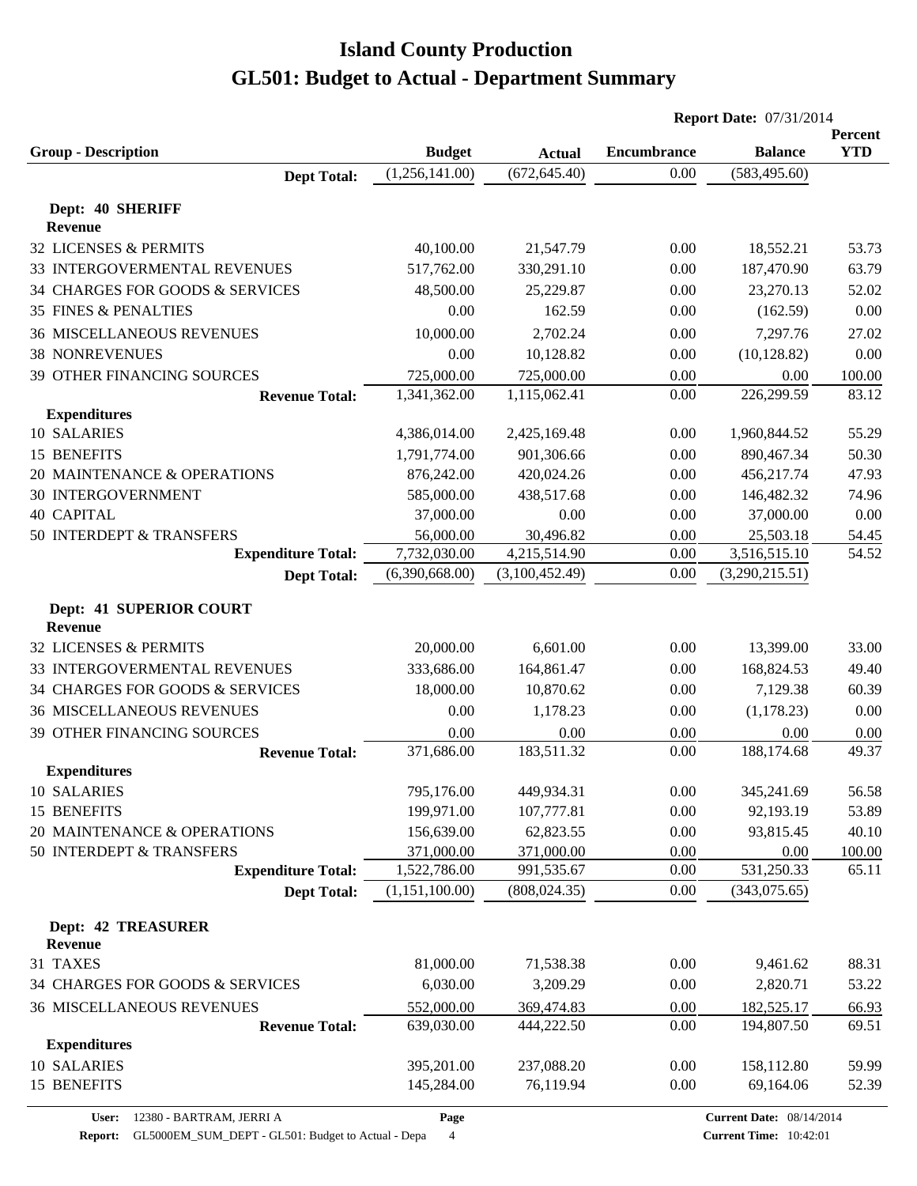# Island County Production
# GL501: Budget to Actual - Department Summary

**Report Date:** 07/31/2014

| Group - Description | Budget | Actual | Encumbrance | Balance | Percent YTD |
|---|---|---|---|---|---|
| **Dept Total:** | (1,256,141.00) | (672,645.40) | 0.00 | (583,495.60) | |
| **Dept: 40 SHERIFF** | | | | | |
| **Revenue** | | | | | |
| 32 LICENSES & PERMITS | 40,100.00 | 21,547.79 | 0.00 | 18,552.21 | 53.73 |
| 33 INTERGOVERMENTAL REVENUES | 517,762.00 | 330,291.10 | 0.00 | 187,470.90 | 63.79 |
| 34 CHARGES FOR GOODS & SERVICES | 48,500.00 | 25,229.87 | 0.00 | 23,270.13 | 52.02 |
| 35 FINES & PENALTIES | 0.00 | 162.59 | 0.00 | (162.59) | 0.00 |
| 36 MISCELLANEOUS REVENUES | 10,000.00 | 2,702.24 | 0.00 | 7,297.76 | 27.02 |
| 38 NONREVENUES | 0.00 | 10,128.82 | 0.00 | (10,128.82) | 0.00 |
| 39 OTHER FINANCING SOURCES | 725,000.00 | 725,000.00 | 0.00 | 0.00 | 100.00 |
| **Revenue Total:** | 1,341,362.00 | 1,115,062.41 | 0.00 | 226,299.59 | 83.12 |
| **Expenditures** | | | | | |
| 10 SALARIES | 4,386,014.00 | 2,425,169.48 | 0.00 | 1,960,844.52 | 55.29 |
| 15 BENEFITS | 1,791,774.00 | 901,306.66 | 0.00 | 890,467.34 | 50.30 |
| 20 MAINTENANCE & OPERATIONS | 876,242.00 | 420,024.26 | 0.00 | 456,217.74 | 47.93 |
| 30 INTERGOVERNMENT | 585,000.00 | 438,517.68 | 0.00 | 146,482.32 | 74.96 |
| 40 CAPITAL | 37,000.00 | 0.00 | 0.00 | 37,000.00 | 0.00 |
| 50 INTERDEPT & TRANSFERS | 56,000.00 | 30,496.82 | 0.00 | 25,503.18 | 54.45 |
| **Expenditure Total:** | 7,732,030.00 | 4,215,514.90 | 0.00 | 3,516,515.10 | 54.52 |
| **Dept Total:** | (6,390,668.00) | (3,100,452.49) | 0.00 | (3,290,215.51) | |
| **Dept: 41 SUPERIOR COURT** | | | | | |
| **Revenue** | | | | | |
| 32 LICENSES & PERMITS | 20,000.00 | 6,601.00 | 0.00 | 13,399.00 | 33.00 |
| 33 INTERGOVERMENTAL REVENUES | 333,686.00 | 164,861.47 | 0.00 | 168,824.53 | 49.40 |
| 34 CHARGES FOR GOODS & SERVICES | 18,000.00 | 10,870.62 | 0.00 | 7,129.38 | 60.39 |
| 36 MISCELLANEOUS REVENUES | 0.00 | 1,178.23 | 0.00 | (1,178.23) | 0.00 |
| 39 OTHER FINANCING SOURCES | 0.00 | 0.00 | 0.00 | 0.00 | 0.00 |
| **Revenue Total:** | 371,686.00 | 183,511.32 | 0.00 | 188,174.68 | 49.37 |
| **Expenditures** | | | | | |
| 10 SALARIES | 795,176.00 | 449,934.31 | 0.00 | 345,241.69 | 56.58 |
| 15 BENEFITS | 199,971.00 | 107,777.81 | 0.00 | 92,193.19 | 53.89 |
| 20 MAINTENANCE & OPERATIONS | 156,639.00 | 62,823.55 | 0.00 | 93,815.45 | 40.10 |
| 50 INTERDEPT & TRANSFERS | 371,000.00 | 371,000.00 | 0.00 | 0.00 | 100.00 |
| **Expenditure Total:** | 1,522,786.00 | 991,535.67 | 0.00 | 531,250.33 | 65.11 |
| **Dept Total:** | (1,151,100.00) | (808,024.35) | 0.00 | (343,075.65) | |
| **Dept: 42 TREASURER** | | | | | |
| **Revenue** | | | | | |
| 31 TAXES | 81,000.00 | 71,538.38 | 0.00 | 9,461.62 | 88.31 |
| 34 CHARGES FOR GOODS & SERVICES | 6,030.00 | 3,209.29 | 0.00 | 2,820.71 | 53.22 |
| 36 MISCELLANEOUS REVENUES | 552,000.00 | 369,474.83 | 0.00 | 182,525.17 | 66.93 |
| **Revenue Total:** | 639,030.00 | 444,222.50 | 0.00 | 194,807.50 | 69.51 |
| **Expenditures** | | | | | |
| 10 SALARIES | 395,201.00 | 237,088.20 | 0.00 | 158,112.80 | 59.99 |
| 15 BENEFITS | 145,284.00 | 76,119.94 | 0.00 | 69,164.06 | 52.39 |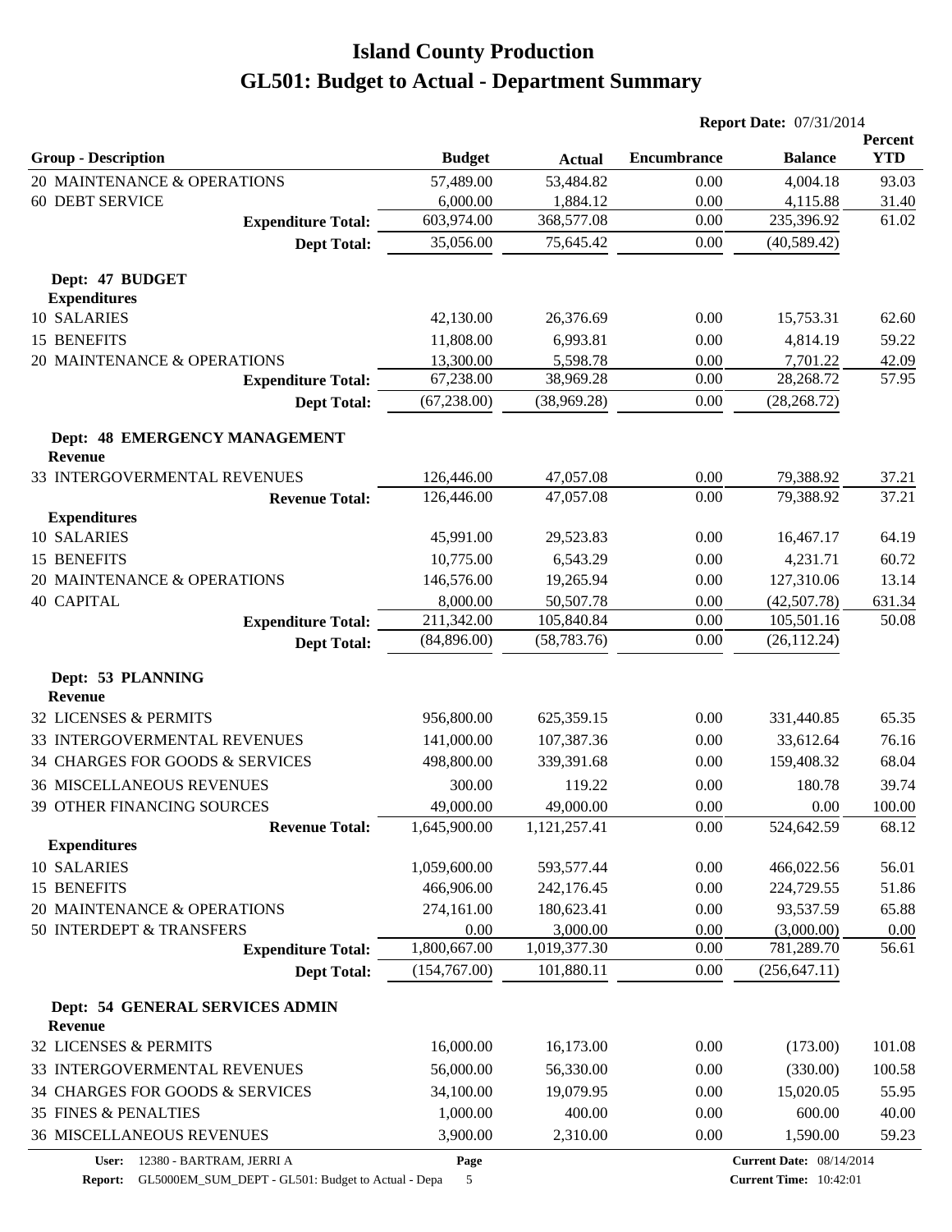# Island County Production

# GL501: Budget to Actual - Department Summary

**Report Date:** 07/31/2014

| Group - Description | Budget | Actual | Encumbrance | Balance | Percent YTD |
|---|---|---|---|---|---|
| 20 MAINTENANCE & OPERATIONS | 57,489.00 | 53,484.82 | 0.00 | 4,004.18 | 93.03 |
| 60 DEBT SERVICE | 6,000.00 | 1,884.12 | 0.00 | 4,115.88 | 31.40 |
| **Expenditure Total:** | 603,974.00 | 368,577.08 | 0.00 | 235,396.92 | 61.02 |
| **Dept Total:** | 35,056.00 | 75,645.42 | 0.00 | (40,589.42) | |
| **Dept: 47 BUDGET** | | | | | |
| **Expenditures** | | | | | |
| 10 SALARIES | 42,130.00 | 26,376.69 | 0.00 | 15,753.31 | 62.60 |
| 15 BENEFITS | 11,808.00 | 6,993.81 | 0.00 | 4,814.19 | 59.22 |
| 20 MAINTENANCE & OPERATIONS | 13,300.00 | 5,598.78 | 0.00 | 7,701.22 | 42.09 |
| **Expenditure Total:** | 67,238.00 | 38,969.28 | 0.00 | 28,268.72 | 57.95 |
| **Dept Total:** | (67,238.00) | (38,969.28) | 0.00 | (28,268.72) | |
| **Dept: 48 EMERGENCY MANAGEMENT** | | | | | |
| **Revenue** | | | | | |
| 33 INTERGOVERMENTAL REVENUES | 126,446.00 | 47,057.08 | 0.00 | 79,388.92 | 37.21 |
| **Revenue Total:** | 126,446.00 | 47,057.08 | 0.00 | 79,388.92 | 37.21 |
| **Expenditures** | | | | | |
| 10 SALARIES | 45,991.00 | 29,523.83 | 0.00 | 16,467.17 | 64.19 |
| 15 BENEFITS | 10,775.00 | 6,543.29 | 0.00 | 4,231.71 | 60.72 |
| 20 MAINTENANCE & OPERATIONS | 146,576.00 | 19,265.94 | 0.00 | 127,310.06 | 13.14 |
| 40 CAPITAL | 8,000.00 | 50,507.78 | 0.00 | (42,507.78) | 631.34 |
| **Expenditure Total:** | 211,342.00 | 105,840.84 | 0.00 | 105,501.16 | 50.08 |
| **Dept Total:** | (84,896.00) | (58,783.76) | 0.00 | (26,112.24) | |
| **Dept: 53 PLANNING** | | | | | |
| **Revenue** | | | | | |
| 32 LICENSES & PERMITS | 956,800.00 | 625,359.15 | 0.00 | 331,440.85 | 65.35 |
| 33 INTERGOVERMENTAL REVENUES | 141,000.00 | 107,387.36 | 0.00 | 33,612.64 | 76.16 |
| 34 CHARGES FOR GOODS & SERVICES | 498,800.00 | 339,391.68 | 0.00 | 159,408.32 | 68.04 |
| 36 MISCELLANEOUS REVENUES | 300.00 | 119.22 | 0.00 | 180.78 | 39.74 |
| 39 OTHER FINANCING SOURCES | 49,000.00 | 49,000.00 | 0.00 | 0.00 | 100.00 |
| **Revenue Total:** | 1,645,900.00 | 1,121,257.41 | 0.00 | 524,642.59 | 68.12 |
| **Expenditures** | | | | | |
| 10 SALARIES | 1,059,600.00 | 593,577.44 | 0.00 | 466,022.56 | 56.01 |
| 15 BENEFITS | 466,906.00 | 242,176.45 | 0.00 | 224,729.55 | 51.86 |
| 20 MAINTENANCE & OPERATIONS | 274,161.00 | 180,623.41 | 0.00 | 93,537.59 | 65.88 |
| 50 INTERDEPT & TRANSFERS | 0.00 | 3,000.00 | 0.00 | (3,000.00) | 0.00 |
| **Expenditure Total:** | 1,800,667.00 | 1,019,377.30 | 0.00 | 781,289.70 | 56.61 |
| **Dept Total:** | (154,767.00) | 101,880.11 | 0.00 | (256,647.11) | |
| **Dept: 54 GENERAL SERVICES ADMIN** | | | | | |
| **Revenue** | | | | | |
| 32 LICENSES & PERMITS | 16,000.00 | 16,173.00 | 0.00 | (173.00) | 101.08 |
| 33 INTERGOVERMENTAL REVENUES | 56,000.00 | 56,330.00 | 0.00 | (330.00) | 100.58 |
| 34 CHARGES FOR GOODS & SERVICES | 34,100.00 | 19,079.95 | 0.00 | 15,020.05 | 55.95 |
| 35 FINES & PENALTIES | 1,000.00 | 400.00 | 0.00 | 600.00 | 40.00 |
| 36 MISCELLANEOUS REVENUES | 3,900.00 | 2,310.00 | 0.00 | 1,590.00 | 59.23 |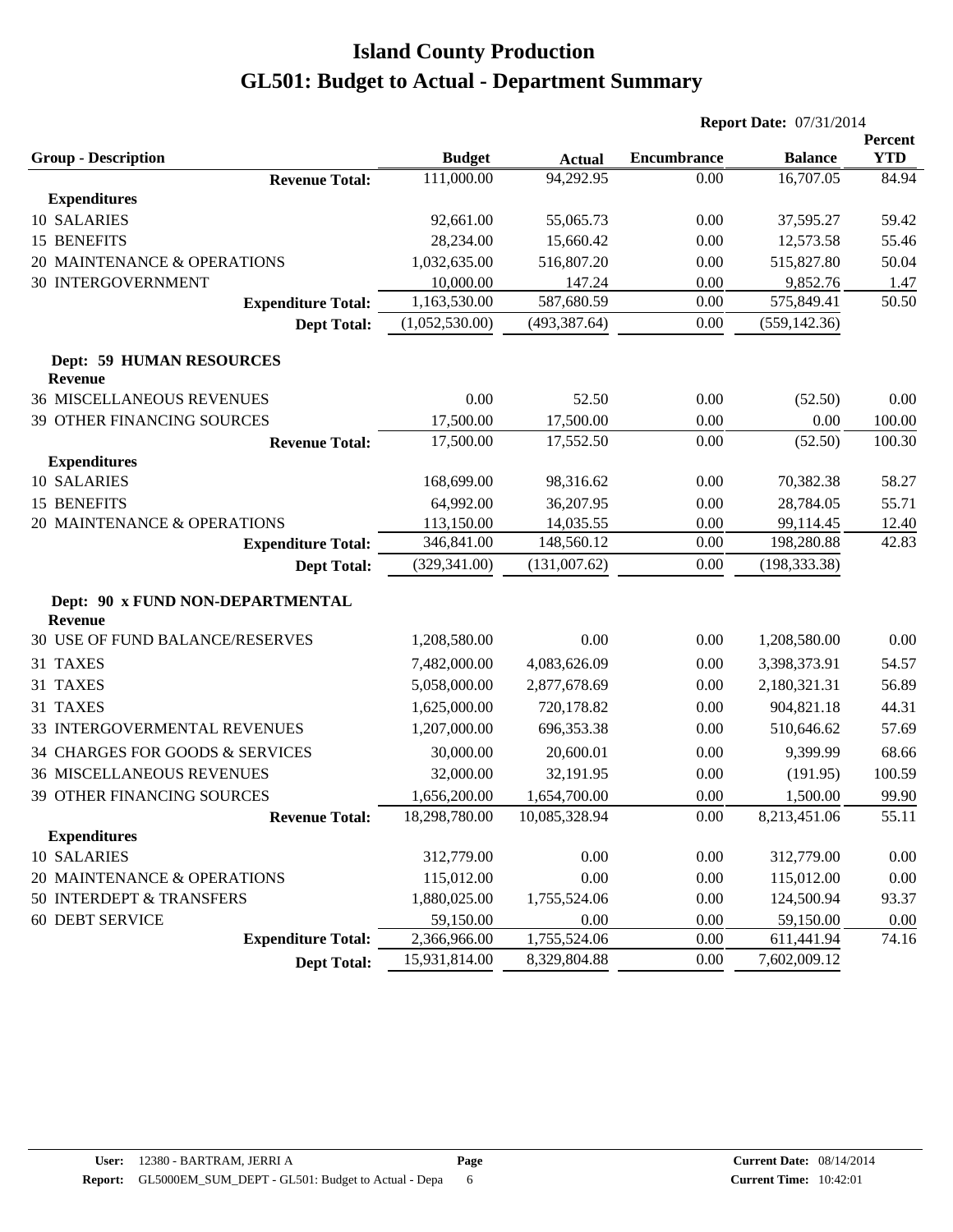# Island County Production
# GL501: Budget to Actual - Department Summary

**Report Date:** 07/31/2014

| Group - Description | Budget | Actual | Encumbrance | Balance | Percent YTD |
|---|---|---|---|---|---|
| **Revenue Total:** | 111,000.00 | 94,292.95 | 0.00 | 16,707.05 | 84.94 |
| **Expenditures** | | | | | |
| 10 SALARIES | 92,661.00 | 55,065.73 | 0.00 | 37,595.27 | 59.42 |
| 15 BENEFITS | 28,234.00 | 15,660.42 | 0.00 | 12,573.58 | 55.46 |
| 20 MAINTENANCE & OPERATIONS | 1,032,635.00 | 516,807.20 | 0.00 | 515,827.80 | 50.04 |
| 30 INTERGOVERNMENT | 10,000.00 | 147.24 | 0.00 | 9,852.76 | 1.47 |
| **Expenditure Total:** | 1,163,530.00 | 587,680.59 | 0.00 | 575,849.41 | 50.50 |
| **Dept Total:** | (1,052,530.00) | (493,387.64) | 0.00 | (559,142.36) | |
| **Dept: 59 HUMAN RESOURCES** | | | | | |
| **Revenue** | | | | | |
| 36 MISCELLANEOUS REVENUES | 0.00 | 52.50 | 0.00 | (52.50) | 0.00 |
| 39 OTHER FINANCING SOURCES | 17,500.00 | 17,500.00 | 0.00 | 0.00 | 100.00 |
| **Revenue Total:** | 17,500.00 | 17,552.50 | 0.00 | (52.50) | 100.30 |
| **Expenditures** | | | | | |
| 10 SALARIES | 168,699.00 | 98,316.62 | 0.00 | 70,382.38 | 58.27 |
| 15 BENEFITS | 64,992.00 | 36,207.95 | 0.00 | 28,784.05 | 55.71 |
| 20 MAINTENANCE & OPERATIONS | 113,150.00 | 14,035.55 | 0.00 | 99,114.45 | 12.40 |
| **Expenditure Total:** | 346,841.00 | 148,560.12 | 0.00 | 198,280.88 | 42.83 |
| **Dept Total:** | (329,341.00) | (131,007.62) | 0.00 | (198,333.38) | |
| **Dept: 90 x FUND NON-DEPARTMENTAL** | | | | | |
| **Revenue** | | | | | |
| 30 USE OF FUND BALANCE/RESERVES | 1,208,580.00 | 0.00 | 0.00 | 1,208,580.00 | 0.00 |
| 31 TAXES | 7,482,000.00 | 4,083,626.09 | 0.00 | 3,398,373.91 | 54.57 |
| 31 TAXES | 5,058,000.00 | 2,877,678.69 | 0.00 | 2,180,321.31 | 56.89 |
| 31 TAXES | 1,625,000.00 | 720,178.82 | 0.00 | 904,821.18 | 44.31 |
| 33 INTERGOVERMENTAL REVENUES | 1,207,000.00 | 696,353.38 | 0.00 | 510,646.62 | 57.69 |
| 34 CHARGES FOR GOODS & SERVICES | 30,000.00 | 20,600.01 | 0.00 | 9,399.99 | 68.66 |
| 36 MISCELLANEOUS REVENUES | 32,000.00 | 32,191.95 | 0.00 | (191.95) | 100.59 |
| 39 OTHER FINANCING SOURCES | 1,656,200.00 | 1,654,700.00 | 0.00 | 1,500.00 | 99.90 |
| **Revenue Total:** | 18,298,780.00 | 10,085,328.94 | 0.00 | 8,213,451.06 | 55.11 |
| **Expenditures** | | | | | |
| 10 SALARIES | 312,779.00 | 0.00 | 0.00 | 312,779.00 | 0.00 |
| 20 MAINTENANCE & OPERATIONS | 115,012.00 | 0.00 | 0.00 | 115,012.00 | 0.00 |
| 50 INTERDEPT & TRANSFERS | 1,880,025.00 | 1,755,524.06 | 0.00 | 124,500.94 | 93.37 |
| 60 DEBT SERVICE | 59,150.00 | 0.00 | 0.00 | 59,150.00 | 0.00 |
| **Expenditure Total:** | 2,366,966.00 | 1,755,524.06 | 0.00 | 611,441.94 | 74.16 |
| **Dept Total:** | 15,931,814.00 | 8,329,804.88 | 0.00 | 7,602,009.12 | |

**User:** 12380 - BARTRAM, JERRI A
**Report:** GL5000EM_SUM_DEPT - GL501: Budget to Actual - Depa
**Current Date:** 08/14/2014
**Current Time:** 10:42:01